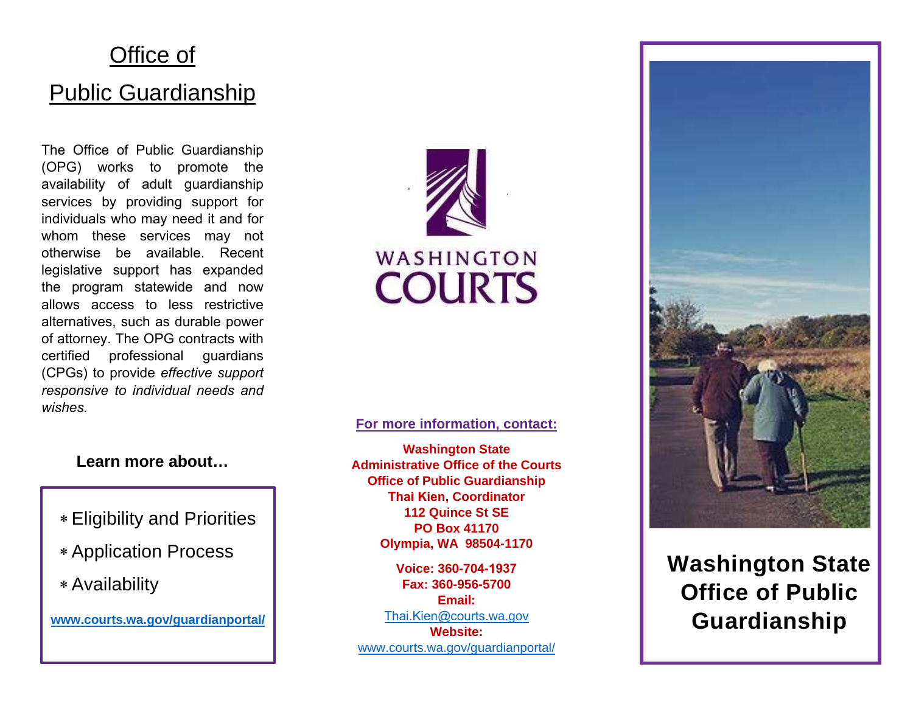# Office of Public Guardianship

The Office of Public Guardianship (OPG) works to promote the availability of adult guardianship services by providing support for individuals who may need it and for whom these services may not otherwise be available. Recent legislative support has expanded the program statewide and now allows access to less restrictive alternatives, such as durable power of attorney. The OPG contracts with certified professional guardians (CPGs) to provide *effective support responsive to individual needs and wishes.*

**Learn more about…**

- Eligibility and Priorities
- Application Process
- Availability

**www.courts.wa.gov/guardianportal/**

WASHINGTON COURTS

**For more information, contact:**

**Washington State**
**Administrative Office of the Courts**
**Office of Public Guardianship**
**Thai Kien, Coordinator**
**112 Quince St SE**
**PO Box 41170**
**Olympia, WA 98504-1170**

**Voice: 360-704-1937**
**Fax: 360-956-5700**
**Email:**
Thai.Kien@courts.wa.gov
**Website:**
www.courts.wa.gov/guardianportal/

# Washington State Office of Public Guardianship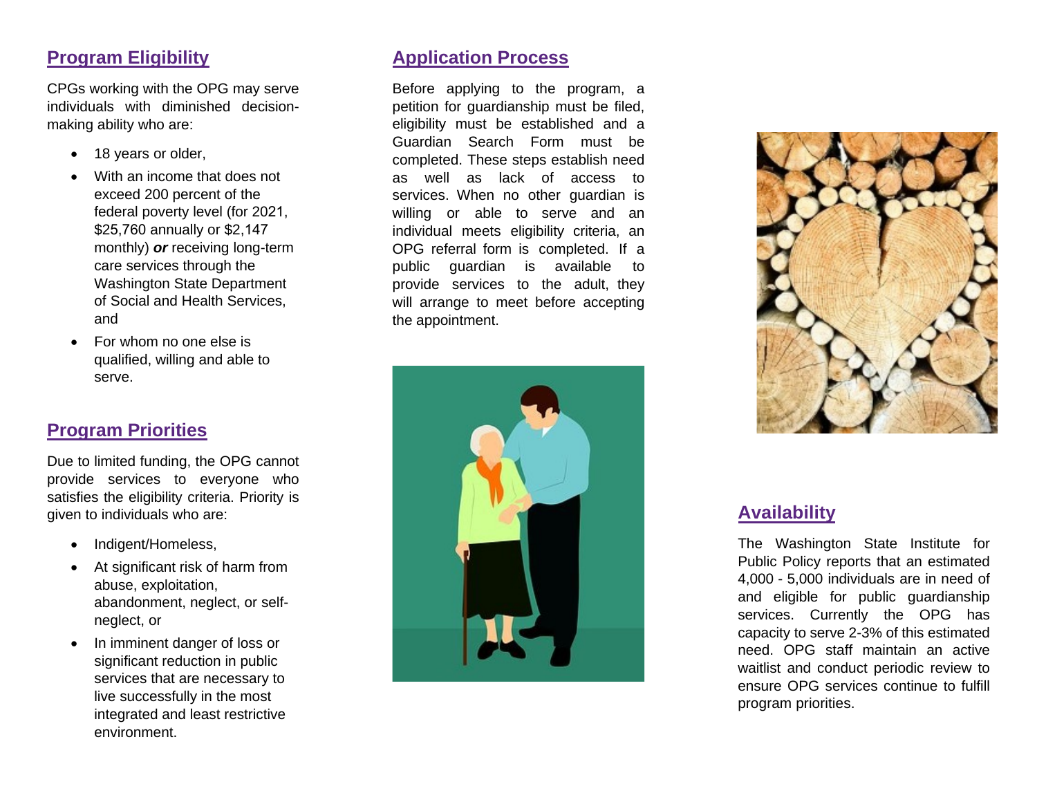## Program Eligibility

CPGs working with the OPG may serve individuals with diminished decision-making ability who are:

- 18 years or older,
- With an income that does not exceed 200 percent of the federal poverty level (for 2021, $25,760 annually or $2,147 monthly) ***or*** receiving long-term care services through the Washington State Department of Social and Health Services, and
- For whom no one else is qualified, willing and able to serve.

## Program Priorities

Due to limited funding, the OPG cannot provide services to everyone who satisfies the eligibility criteria. Priority is given to individuals who are:

- Indigent/Homeless,
- At significant risk of harm from abuse, exploitation, abandonment, neglect, or self-neglect, or
- In imminent danger of loss or significant reduction in public services that are necessary to live successfully in the most integrated and least restrictive environment.

## Application Process

Before applying to the program, a petition for guardianship must be filed, eligibility must be established and a Guardian Search Form must be completed. These steps establish need as well as lack of access to services. When no other guardian is willing or able to serve and an individual meets eligibility criteria, an OPG referral form is completed. If a public guardian is available to provide services to the adult, they will arrange to meet before accepting the appointment.

## Availability

The Washington State Institute for Public Policy reports that an estimated 4,000 - 5,000 individuals are in need of and eligible for public guardianship services. Currently the OPG has capacity to serve 2-3% of this estimated need. OPG staff maintain an active waitlist and conduct periodic review to ensure OPG services continue to fulfill program priorities.